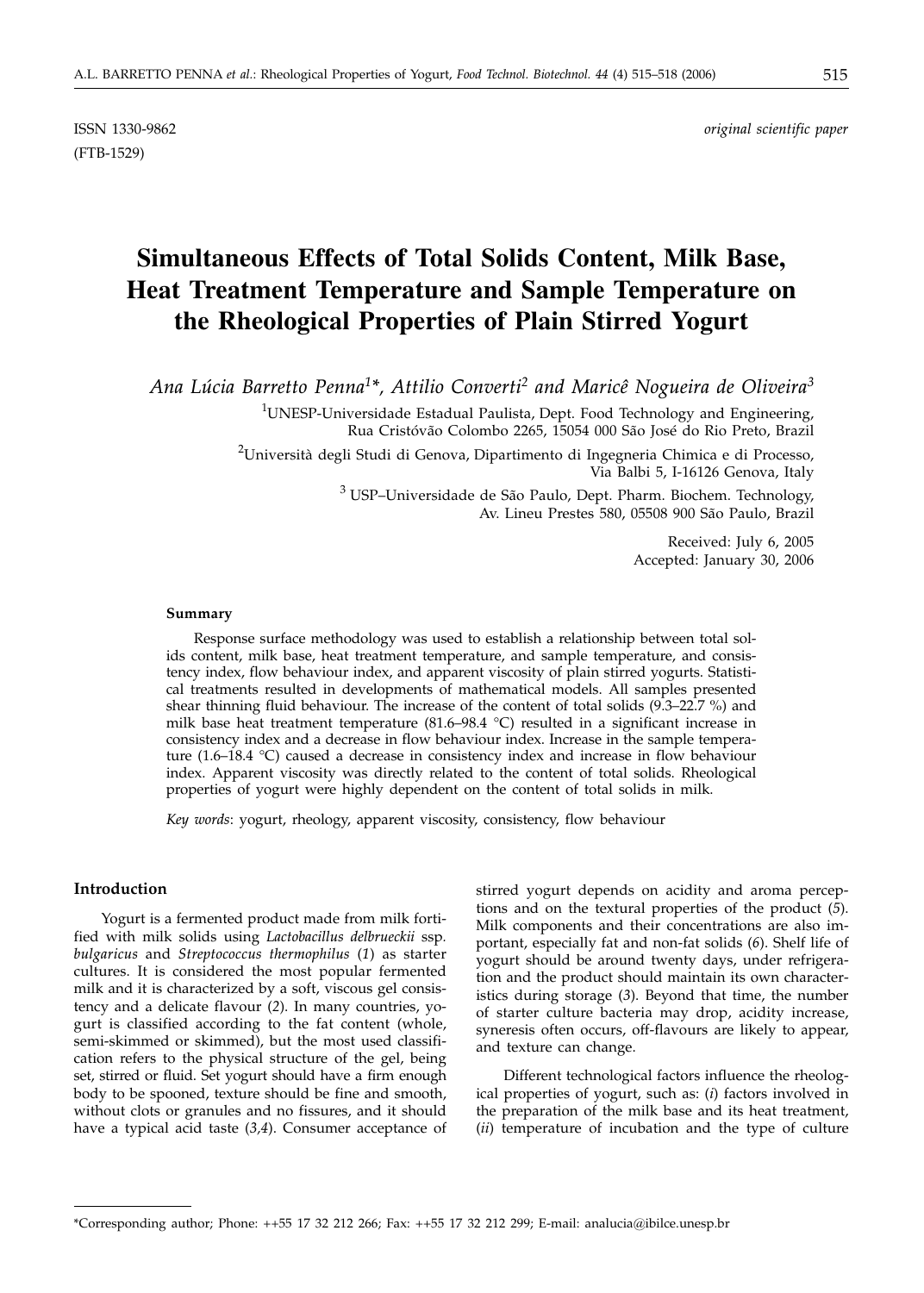ISSN 1330-9862 *original scientific paper*
(FTB-1529)

# Simultaneous Effects of Total Solids Content, Milk Base, Heat Treatment Temperature and Sample Temperature on the Rheological Properties of Plain Stirred Yogurt

*Ana Lúcia Barretto Penna[1]\*, Attilio Converti[2] and Maricê Nogueira de Oliveira[3]*

[1]UNESP-Universidade Estadual Paulista, Dept. Food Technology and Engineering, Rua Cristóvão Colombo 2265, 15054 000 São José do Rio Preto, Brazil

[2]Università degli Studi di Genova, Dipartimento di Ingegneria Chimica e di Processo, Via Balbi 5, I-16126 Genova, Italy

[3] USP–Universidade de São Paulo, Dept. Pharm. Biochem. Technology, Av. Lineu Prestes 580, 05508 900 São Paulo, Brazil

Received: July 6, 2005
Accepted: January 30, 2006

**Summary**

Response surface methodology was used to establish a relationship between total solids content, milk base, heat treatment temperature, and sample temperature, and consistency index, flow behaviour index, and apparent viscosity of plain stirred yogurts. Statistical treatments resulted in developments of mathematical models. All samples presented shear thinning fluid behaviour. The increase of the content of total solids (9.3–22.7 %) and milk base heat treatment temperature (81.6–98.4 °C) resulted in a significant increase in consistency index and a decrease in flow behaviour index. Increase in the sample temperature (1.6–18.4 °C) caused a decrease in consistency index and increase in flow behaviour index. Apparent viscosity was directly related to the content of total solids. Rheological properties of yogurt were highly dependent on the content of total solids in milk.

*Key words*: yogurt, rheology, apparent viscosity, consistency, flow behaviour

## Introduction

Yogurt is a fermented product made from milk fortified with milk solids using *Lactobacillus delbrueckii* ssp. *bulgaricus* and *Streptococcus thermophilus* (*1*) as starter cultures. It is considered the most popular fermented milk and it is characterized by a soft, viscous gel consistency and a delicate flavour (*2*). In many countries, yogurt is classified according to the fat content (whole, semi-skimmed or skimmed), but the most used classification refers to the physical structure of the gel, being set, stirred or fluid. Set yogurt should have a firm enough body to be spooned, texture should be fine and smooth, without clots or granules and no fissures, and it should have a typical acid taste (*3,4*). Consumer acceptance of stirred yogurt depends on acidity and aroma perceptions and on the textural properties of the product (*5*). Milk components and their concentrations are also important, especially fat and non-fat solids (*6*). Shelf life of yogurt should be around twenty days, under refrigeration and the product should maintain its own characteristics during storage (*3*). Beyond that time, the number of starter culture bacteria may drop, acidity increase, syneresis often occurs, off-flavours are likely to appear, and texture can change.

Different technological factors influence the rheological properties of yogurt, such as: (*i*) factors involved in the preparation of the milk base and its heat treatment, (*ii*) temperature of incubation and the type of culture

\*Corresponding author; Phone: ++55 17 32 212 266; Fax: ++55 17 32 212 299; E-mail: analucia@ibilce.unesp.br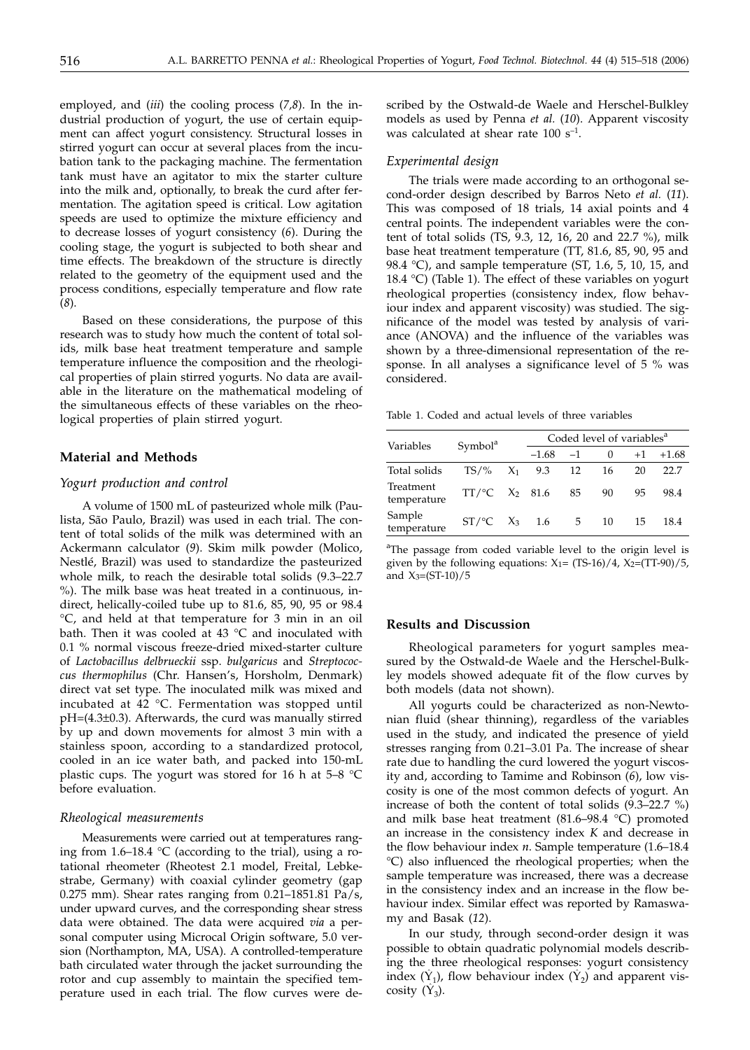employed, and (*iii*) the cooling process (*7,8*). In the industrial production of yogurt, the use of certain equipment can affect yogurt consistency. Structural losses in stirred yogurt can occur at several places from the incubation tank to the packaging machine. The fermentation tank must have an agitator to mix the starter culture into the milk and, optionally, to break the curd after fermentation. The agitation speed is critical. Low agitation speeds are used to optimize the mixture efficiency and to decrease losses of yogurt consistency (*6*). During the cooling stage, the yogurt is subjected to both shear and time effects. The breakdown of the structure is directly related to the geometry of the equipment used and the process conditions, especially temperature and flow rate (*8*).

Based on these considerations, the purpose of this research was to study how much the content of total solids, milk base heat treatment temperature and sample temperature influence the composition and the rheological properties of plain stirred yogurts. No data are available in the literature on the mathematical modeling of the simultaneous effects of these variables on the rheological properties of plain stirred yogurt.

## Material and Methods

### *Yogurt production and control*

A volume of 1500 mL of pasteurized whole milk (Paulista, São Paulo, Brazil) was used in each trial. The content of total solids of the milk was determined with an Ackermann calculator (*9*). Skim milk powder (Molico, Nestlé, Brazil) was used to standardize the pasteurized whole milk, to reach the desirable total solids (9.3–22.7 %). The milk base was heat treated in a continuous, indirect, helically-coiled tube up to 81.6, 85, 90, 95 or 98.4 °C, and held at that temperature for 3 min in an oil bath. Then it was cooled at 43 °C and inoculated with 0.1 % normal viscous freeze-dried mixed-starter culture of *Lactobacillus delbrueckii* ssp. *bulgaricus* and *Streptococcus thermophilus* (Chr. Hansen's, Horsholm, Denmark) direct vat set type. The inoculated milk was mixed and incubated at 42 °C. Fermentation was stopped until pH=(4.3±0.3). Afterwards, the curd was manually stirred by up and down movements for almost 3 min with a stainless spoon, according to a standardized protocol, cooled in an ice water bath, and packed into 150-mL plastic cups. The yogurt was stored for 16 h at 5–8 °C before evaluation.

### *Rheological measurements*

Measurements were carried out at temperatures ranging from 1.6–18.4 °C (according to the trial), using a rotational rheometer (Rheotest 2.1 model, Freital, Lebkestrabe, Germany) with coaxial cylinder geometry (gap 0.275 mm). Shear rates ranging from 0.21–1851.81 Pa/s, under upward curves, and the corresponding shear stress data were obtained. The data were acquired *via* a personal computer using Microcal Origin software, 5.0 version (Northampton, MA, USA). A controlled-temperature bath circulated water through the jacket surrounding the rotor and cup assembly to maintain the specified temperature used in each trial. The flow curves were described by the Ostwald-de Waele and Herschel-Bulkley models as used by Penna *et al.* (*10*). Apparent viscosity was calculated at shear rate 100 $s^{-1}$.

### *Experimental design*

The trials were made according to an orthogonal second-order design described by Barros Neto *et al.* (*11*). This was composed of 18 trials, 14 axial points and 4 central points. The independent variables were the content of total solids (TS, 9.3, 12, 16, 20 and 22.7 %), milk base heat treatment temperature (TT, 81.6, 85, 90, 95 and 98.4 °C), and sample temperature (ST, 1.6, 5, 10, 15, and 18.4 °C) (Table 1). The effect of these variables on yogurt rheological properties (consistency index, flow behaviour index and apparent viscosity) was studied. The significance of the model was tested by analysis of variance (ANOVA) and the influence of the variables was shown by a three-dimensional representation of the response. In all analyses a significance level of 5 % was considered.

Table 1. Coded and actual levels of three variables

| Variables | Symbol[a] | | Coded level of variables[a] | | | | |
|---|---|---|---|---|---|---|---|
| | | | –1.68 | –1 | 0 | +1 | +1.68 |
| Total solids | TS/% | $X_1$ | 9.3 | 12 | 16 | 20 | 22.7 |
| Treatment temperature | TT/°C | $X_2$ | 81.6 | 85 | 90 | 95 | 98.4 |
| Sample temperature | ST/°C | $X_3$ | 1.6 | 5 | 10 | 15 | 18.4 |

[a]The passage from coded variable level to the origin level is given by the following equations: $X_1$= (TS-16)/4, $X_2$=(TT-90)/5, and $X_3$=(ST-10)/5

## Results and Discussion

Rheological parameters for yogurt samples measured by the Ostwald-de Waele and the Herschel-Bulkley models showed adequate fit of the flow curves by both models (data not shown).

All yogurts could be characterized as non-Newtonian fluid (shear thinning), regardless of the variables used in the study, and indicated the presence of yield stresses ranging from 0.21–3.01 Pa. The increase of shear rate due to handling the curd lowered the yogurt viscosity and, according to Tamime and Robinson (*6*), low viscosity is one of the most common defects of yogurt. An increase of both the content of total solids (9.3–22.7 %) and milk base heat treatment (81.6–98.4 °C) promoted an increase in the consistency index *K* and decrease in the flow behaviour index *n*. Sample temperature (1.6–18.4 °C) also influenced the rheological properties; when the sample temperature was increased, there was a decrease in the consistency index and an increase in the flow behaviour index. Similar effect was reported by Ramaswamy and Basak (*12*).

In our study, through second-order design it was possible to obtain quadratic polynomial models describing the three rheological responses: yogurt consistency index ($Y_1$), flow behaviour index ($Y_2$) and apparent viscosity ($Y_3$).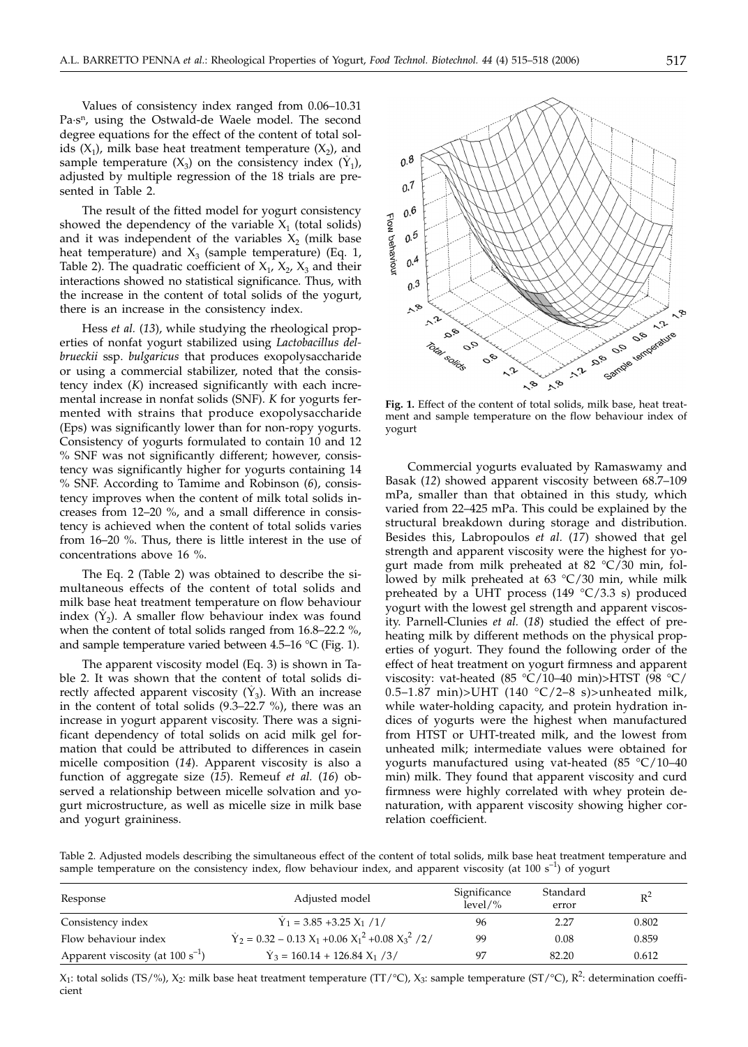Values of consistency index ranged from 0.06–10.31 Pa·s$^n$, using the Ostwald-de Waele model. The second degree equations for the effect of the content of total solids ($X_1$), milk base heat treatment temperature ($X_2$), and sample temperature ($X_3$) on the consistency index ($\hat{Y}_1$), adjusted by multiple regression of the 18 trials are presented in Table 2.

The result of the fitted model for yogurt consistency showed the dependency of the variable $X_1$ (total solids) and it was independent of the variables $X_2$ (milk base heat temperature) and $X_3$ (sample temperature) (Eq. 1, Table 2). The quadratic coefficient of $X_1$, $X_2$, $X_3$ and their interactions showed no statistical significance. Thus, with the increase in the content of total solids of the yogurt, there is an increase in the consistency index.

Hess *et al.* (*13*), while studying the rheological properties of nonfat yogurt stabilized using *Lactobacillus delbrueckii* ssp. *bulgaricus* that produces exopolysaccharide or using a commercial stabilizer, noted that the consistency index (*K*) increased significantly with each incremental increase in nonfat solids (SNF). *K* for yogurts fermented with strains that produce exopolysaccharide (Eps) was significantly lower than for non-ropy yogurts. Consistency of yogurts formulated to contain 10 and 12 % SNF was not significantly different; however, consistency was significantly higher for yogurts containing 14 % SNF. According to Tamime and Robinson (*6*), consistency improves when the content of milk total solids increases from 12–20 %, and a small difference in consistency is achieved when the content of total solids varies from 16–20 %. Thus, there is little interest in the use of concentrations above 16 %.

The Eq. 2 (Table 2) was obtained to describe the simultaneous effects of the content of total solids and milk base heat treatment temperature on flow behaviour index ($\hat{Y}_2$). A smaller flow behaviour index was found when the content of total solids ranged from 16.8–22.2 %, and sample temperature varied between 4.5–16 °C (Fig. 1).

The apparent viscosity model (Eq. 3) is shown in Table 2. It was shown that the content of total solids directly affected apparent viscosity ($\hat{Y}_3$). With an increase in the content of total solids (9.3–22.7 %), there was an increase in yogurt apparent viscosity. There was a significant dependency of total solids on acid milk gel formation that could be attributed to differences in casein micelle composition (*14*). Apparent viscosity is also a function of aggregate size (*15*). Remeuf *et al.* (*16*) observed a relationship between micelle solvation and yogurt microstructure, as well as micelle size in milk base and yogurt graininess.

Fig. 1. Effect of the content of total solids, milk base, heat treatment and sample temperature on the flow behaviour index of yogurt

Commercial yogurts evaluated by Ramaswamy and Basak (*12*) showed apparent viscosity between 68.7–109 mPa, smaller than that obtained in this study, which varied from 22–425 mPa. This could be explained by the structural breakdown during storage and distribution. Besides this, Labropoulos *et al.* (*17*) showed that gel strength and apparent viscosity were the highest for yogurt made from milk preheated at 82 °C/30 min, followed by milk preheated at 63 °C/30 min, while milk preheated by a UHT process (149 °C/3.3 s) produced yogurt with the lowest gel strength and apparent viscosity. Parnell-Clunies *et al.* (*18*) studied the effect of preheating milk by different methods on the physical properties of yogurt. They found the following order of the effect of heat treatment on yogurt firmness and apparent viscosity: vat-heated (85 °C/10–40 min)>HTST (98 °C/ 0.5–1.87 min)>UHT (140 °C/2–8 s)>unheated milk, while water-holding capacity, and protein hydration indices of yogurts were the highest when manufactured from HTST or UHT-treated milk, and the lowest from unheated milk; intermediate values were obtained for yogurts manufactured using vat-heated (85 °C/10–40 min) milk. They found that apparent viscosity and curd firmness were highly correlated with whey protein denaturation, with apparent viscosity showing higher correlation coefficient.

Table 2. Adjusted models describing the simultaneous effect of the content of total solids, milk base heat treatment temperature and sample temperature on the consistency index, flow behaviour index, and apparent viscosity (at 100 s$^{-1}$) of yogurt

| Response | Adjusted model | Significance level/% | Standard error | $R^2$ |
|---|---|---|---|---|
| Consistency index | $\hat{Y}_1 = 3.85 + 3.25\,X_1$ /1/ | 96 | 2.27 | 0.802 |
| Flow behaviour index | $\hat{Y}_2 = 0.32 - 0.13\,X_1 + 0.06\,X_1^2 + 0.08\,X_3^2$ /2/ | 99 | 0.08 | 0.859 |
| Apparent viscosity (at 100 s$^{-1}$) | $\hat{Y}_3 = 160.14 + 126.84\,X_1$ /3/ | 97 | 82.20 | 0.612 |

$X_1$: total solids (TS/%), $X_2$: milk base heat treatment temperature (TT/°C), $X_3$: sample temperature (ST/°C), $R^2$: determination coefficient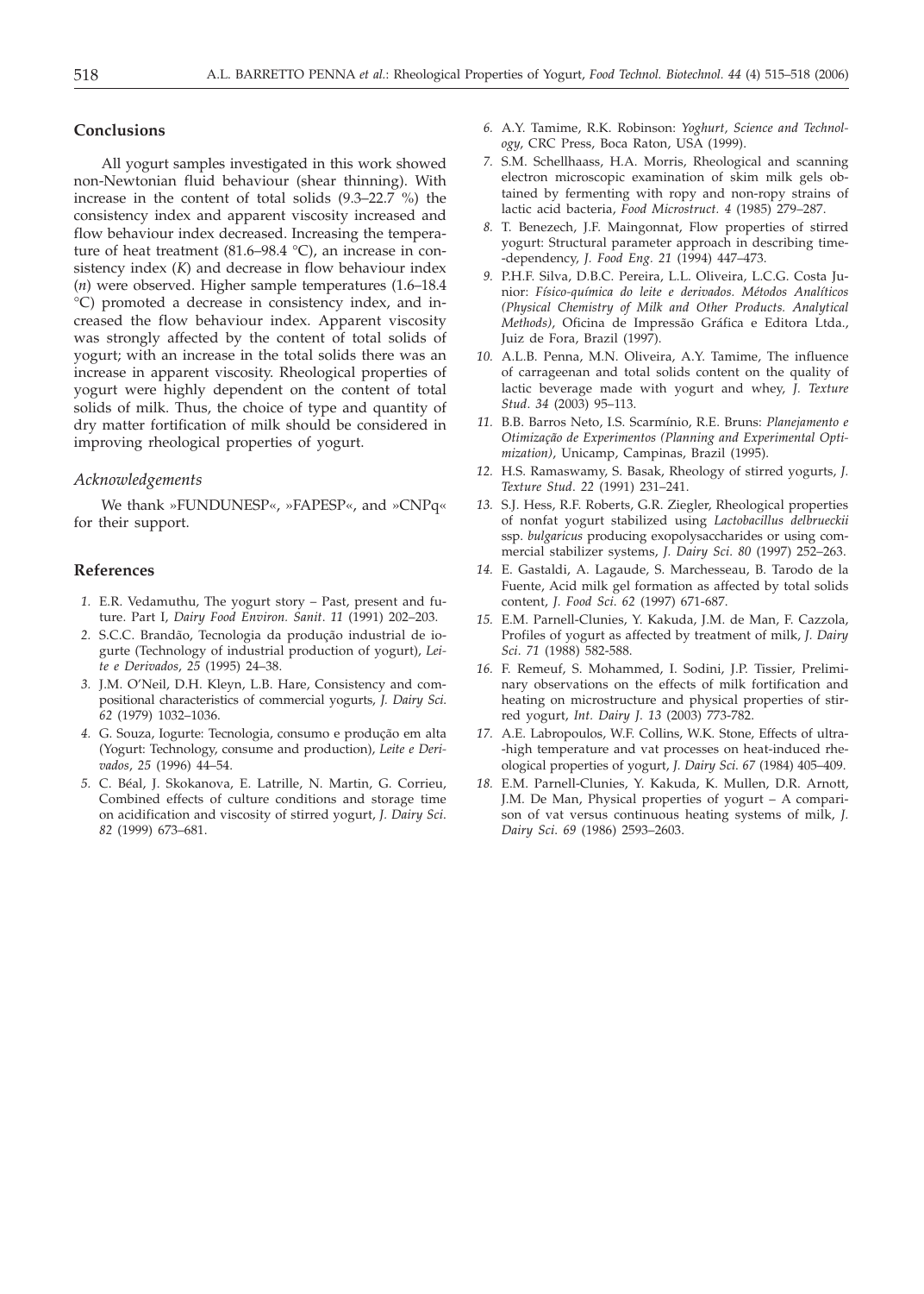## Conclusions

All yogurt samples investigated in this work showed non-Newtonian fluid behaviour (shear thinning). With increase in the content of total solids (9.3–22.7 %) the consistency index and apparent viscosity increased and flow behaviour index decreased. Increasing the temperature of heat treatment (81.6–98.4 °C), an increase in consistency index (*K*) and decrease in flow behaviour index (*n*) were observed. Higher sample temperatures (1.6–18.4 °C) promoted a decrease in consistency index, and increased the flow behaviour index. Apparent viscosity was strongly affected by the content of total solids of yogurt; with an increase in the total solids there was an increase in apparent viscosity. Rheological properties of yogurt were highly dependent on the content of total solids of milk. Thus, the choice of type and quantity of dry matter fortification of milk should be considered in improving rheological properties of yogurt.

### *Acknowledgements*

We thank »FUNDUNESP«, »FAPESP«, and »CNPq« for their support.

## References

1. E.R. Vedamuthu, The yogurt story – Past, present and future. Part I, *Dairy Food Environ. Sanit. 11* (1991) 202–203.
2. S.C.C. Brandão, Tecnologia da produção industrial de iogurte (Technology of industrial production of yogurt), *Leite e Derivados, 25* (1995) 24–38.
3. J.M. O'Neil, D.H. Kleyn, L.B. Hare, Consistency and compositional characteristics of commercial yogurts, *J. Dairy Sci. 62* (1979) 1032–1036.
4. G. Souza, Iogurte: Tecnologia, consumo e produção em alta (Yogurt: Technology, consume and production), *Leite e Derivados, 25* (1996) 44–54.
5. C. Béal, J. Skokanova, E. Latrille, N. Martin, G. Corrieu, Combined effects of culture conditions and storage time on acidification and viscosity of stirred yogurt, *J. Dairy Sci. 82* (1999) 673–681.
6. A.Y. Tamime, R.K. Robinson: *Yoghurt, Science and Technology*, CRC Press, Boca Raton, USA (1999).
7. S.M. Schellhaass, H.A. Morris, Rheological and scanning electron microscopic examination of skim milk gels obtained by fermenting with ropy and non-ropy strains of lactic acid bacteria, *Food Microstruct. 4* (1985) 279–287.
8. T. Benezech, J.F. Maingonnat, Flow properties of stirred yogurt: Structural parameter approach in describing time-dependency, *J. Food Eng. 21* (1994) 447–473.
9. P.H.F. Silva, D.B.C. Pereira, L.L. Oliveira, L.C.G. Costa Junior: *Físico-química do leite e derivados. Métodos Analíticos (Physical Chemistry of Milk and Other Products. Analytical Methods)*, Oficina de Impressão Gráfica e Editora Ltda., Juiz de Fora, Brazil (1997).
10. A.L.B. Penna, M.N. Oliveira, A.Y. Tamime, The influence of carrageenan and total solids content on the quality of lactic beverage made with yogurt and whey, *J. Texture Stud. 34* (2003) 95–113.
11. B.B. Barros Neto, I.S. Scarmínio, R.E. Bruns: *Planejamento e Otimização de Experimentos (Planning and Experimental Optimization)*, Unicamp, Campinas, Brazil (1995).
12. H.S. Ramaswamy, S. Basak, Rheology of stirred yogurts, *J. Texture Stud. 22* (1991) 231–241.
13. S.J. Hess, R.F. Roberts, G.R. Ziegler, Rheological properties of nonfat yogurt stabilized using *Lactobacillus delbrueckii* ssp. *bulgaricus* producing exopolysaccharides or using commercial stabilizer systems, *J. Dairy Sci. 80* (1997) 252–263.
14. E. Gastaldi, A. Lagaude, S. Marchesseau, B. Tarodo de la Fuente, Acid milk gel formation as affected by total solids content, *J. Food Sci. 62* (1997) 671-687.
15. E.M. Parnell-Clunies, Y. Kakuda, J.M. de Man, F. Cazzola, Profiles of yogurt as affected by treatment of milk, *J. Dairy Sci. 71* (1988) 582-588.
16. F. Remeuf, S. Mohammed, I. Sodini, J.P. Tissier, Preliminary observations on the effects of milk fortification and heating on microstructure and physical properties of stirred yogurt, *Int. Dairy J. 13* (2003) 773-782.
17. A.E. Labropoulos, W.F. Collins, W.K. Stone, Effects of ultra-high temperature and vat processes on heat-induced rheological properties of yogurt, *J. Dairy Sci. 67* (1984) 405–409.
18. E.M. Parnell-Clunies, Y. Kakuda, K. Mullen, D.R. Arnott, J.M. De Man, Physical properties of yogurt – A comparison of vat versus continuous heating systems of milk, *J. Dairy Sci. 69* (1986) 2593–2603.